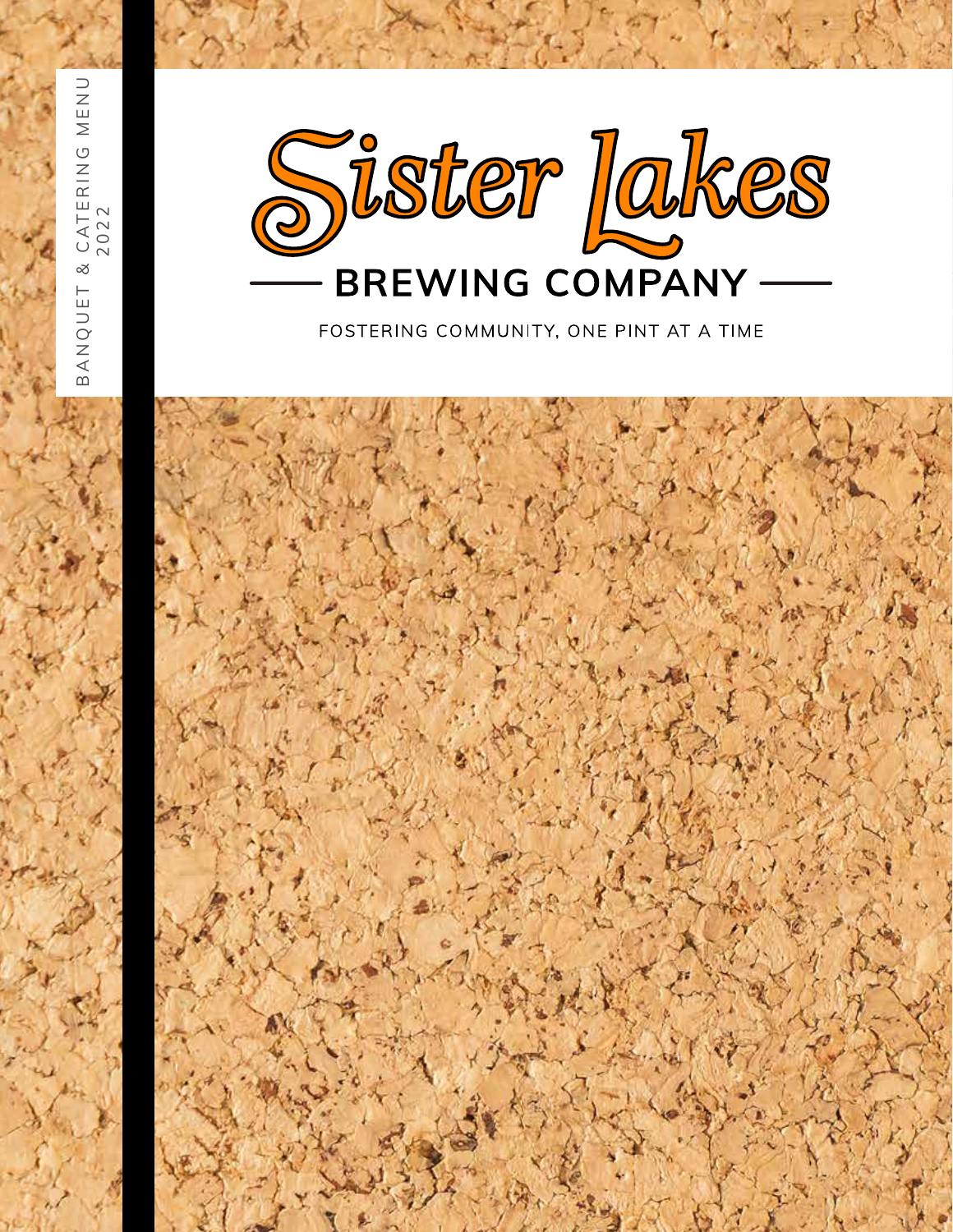BANQUET & CATERING MENU
2022

# Sister Lakes

## BREWING COMPANY

FOSTERING COMMUNITY, ONE PINT AT A TIME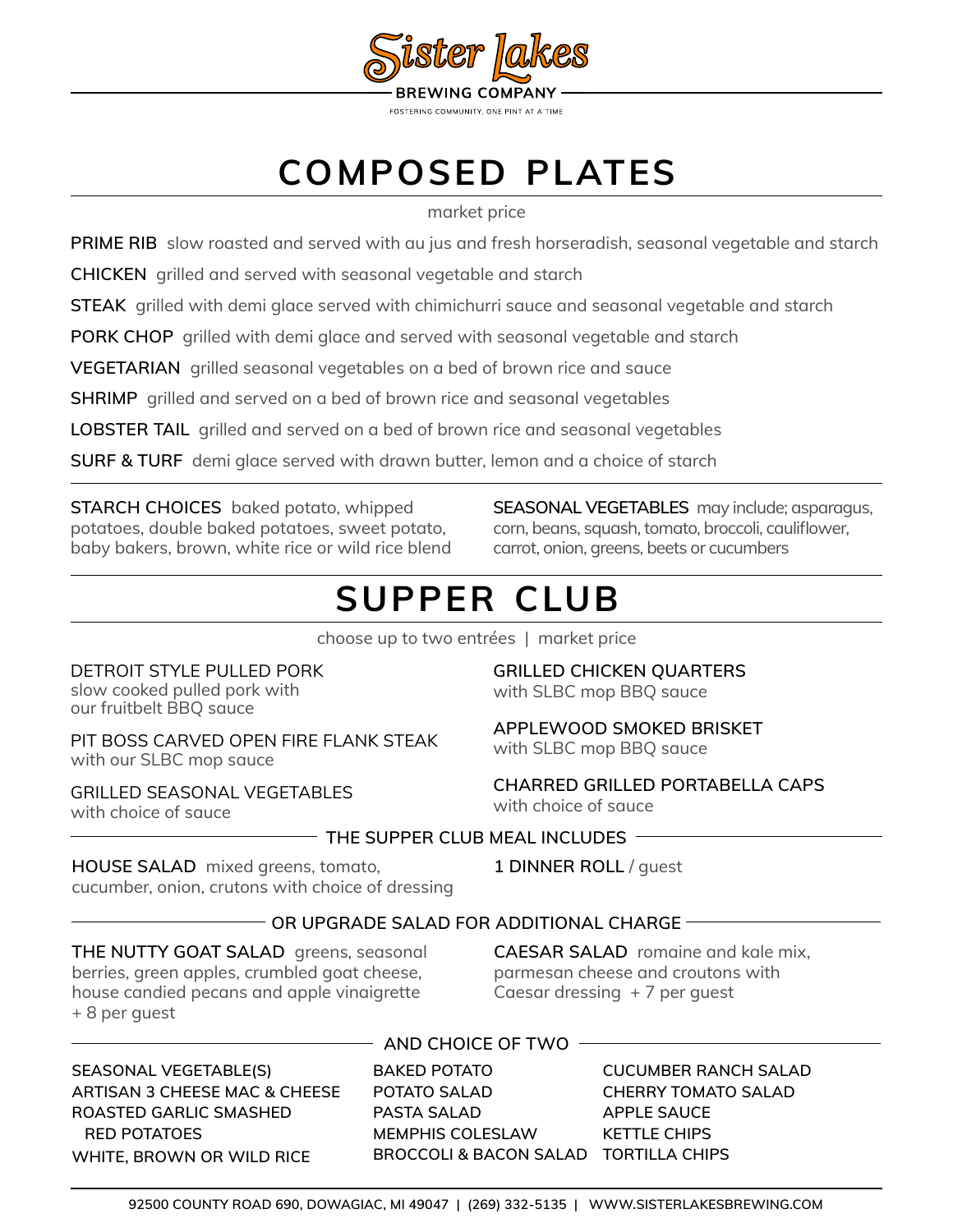# Sister Lakes

BREWING COMPANY

FOSTERING COMMUNITY, ONE PINT AT A TIME

## COMPOSED PLATES

market price

**PRIME RIB** slow roasted and served with au jus and fresh horseradish, seasonal vegetable and starch

**CHICKEN** grilled and served with seasonal vegetable and starch

**STEAK** grilled with demi glace served with chimichurri sauce and seasonal vegetable and starch

**PORK CHOP** grilled with demi glace and served with seasonal vegetable and starch

**VEGETARIAN** grilled seasonal vegetables on a bed of brown rice and sauce

**SHRIMP** grilled and served on a bed of brown rice and seasonal vegetables

**LOBSTER TAIL** grilled and served on a bed of brown rice and seasonal vegetables

**SURF & TURF** demi glace served with drawn butter, lemon and a choice of starch

**STARCH CHOICES** baked potato, whipped potatoes, double baked potatoes, sweet potato, baby bakers, brown, white rice or wild rice blend

**SEASONAL VEGETABLES** may include; asparagus, corn, beans, squash, tomato, broccoli, cauliflower, carrot, onion, greens, beets or cucumbers

## SUPPER CLUB

choose up to two entrées | market price

DETROIT STYLE PULLED PORK
slow cooked pulled pork with our fruitbelt BBQ sauce

PIT BOSS CARVED OPEN FIRE FLANK STEAK
with our SLBC mop sauce

GRILLED SEASONAL VEGETABLES
with choice of sauce

GRILLED CHICKEN QUARTERS
with SLBC mop BBQ sauce

APPLEWOOD SMOKED BRISKET
with SLBC mop BBQ sauce

CHARRED GRILLED PORTABELLA CAPS
with choice of sauce

### THE SUPPER CLUB MEAL INCLUDES

**HOUSE SALAD** mixed greens, tomato, cucumber, onion, crutons with choice of dressing

**1 DINNER ROLL** / guest

### OR UPGRADE SALAD FOR ADDITIONAL CHARGE

**THE NUTTY GOAT SALAD** greens, seasonal berries, green apples, crumbled goat cheese, house candied pecans and apple vinaigrette + 8 per guest

**CAESAR SALAD** romaine and kale mix, parmesan cheese and croutons with Caesar dressing + 7 per guest

### AND CHOICE OF TWO

SEASONAL VEGETABLE(S)
ARTISAN 3 CHEESE MAC & CHEESE
ROASTED GARLIC SMASHED RED POTATOES
WHITE, BROWN OR WILD RICE
BAKED POTATO
POTATO SALAD
PASTA SALAD
MEMPHIS COLESLAW
BROCCOLI & BACON SALAD
CUCUMBER RANCH SALAD
CHERRY TOMATO SALAD
APPLE SAUCE
KETTLE CHIPS
TORTILLA CHIPS

92500 COUNTY ROAD 690, DOWAGIAC, MI 49047 | (269) 332-5135 | WWW.SISTERLAKESBREWING.COM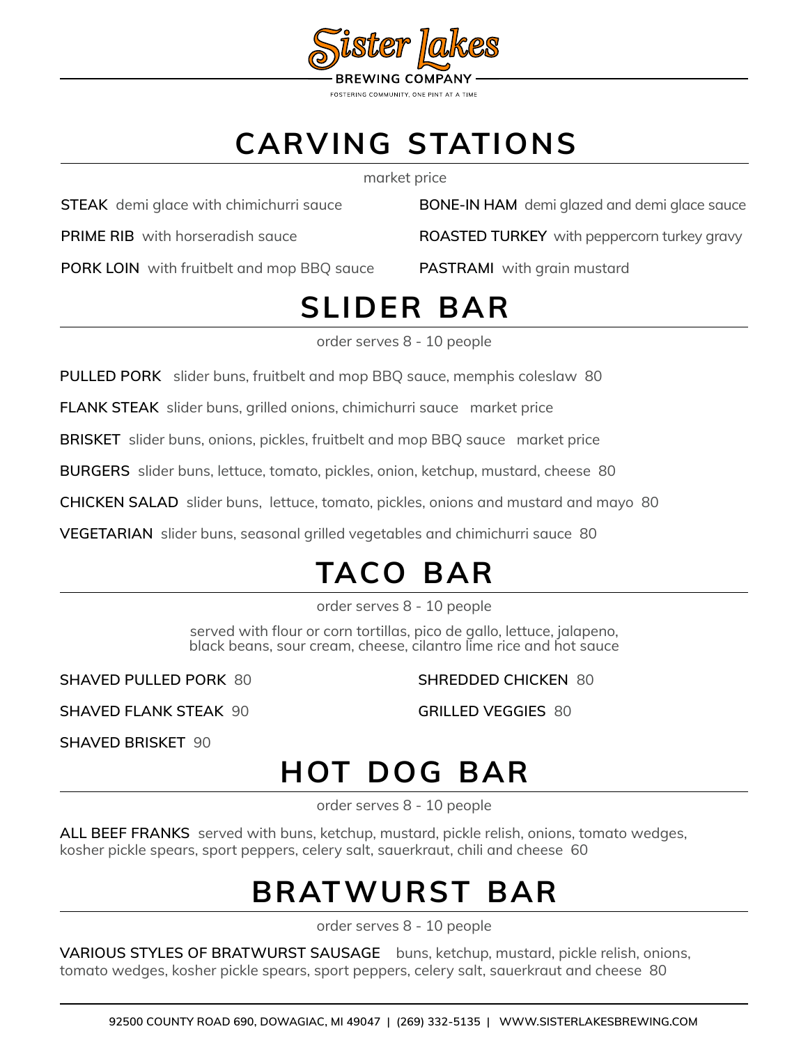Sister Lakes
BREWING COMPANY
FOSTERING COMMUNITY, ONE PINT AT A TIME

# CARVING STATIONS

market price

**STEAK** demi glace with chimichurri sauce

**PRIME RIB** with horseradish sauce

**PORK LOIN** with fruitbelt and mop BBQ sauce

**BONE-IN HAM** demi glazed and demi glace sauce

**ROASTED TURKEY** with peppercorn turkey gravy

**PASTRAMI** with grain mustard

# SLIDER BAR

order serves 8 - 10 people

**PULLED PORK** slider buns, fruitbelt and mop BBQ sauce, memphis coleslaw 80

**FLANK STEAK** slider buns, grilled onions, chimichurri sauce market price

**BRISKET** slider buns, onions, pickles, fruitbelt and mop BBQ sauce market price

**BURGERS** slider buns, lettuce, tomato, pickles, onion, ketchup, mustard, cheese 80

**CHICKEN SALAD** slider buns, lettuce, tomato, pickles, onions and mustard and mayo 80

**VEGETARIAN** slider buns, seasonal grilled vegetables and chimichurri sauce 80

# TACO BAR

order serves 8 - 10 people

served with flour or corn tortillas, pico de gallo, lettuce, jalapeno, black beans, sour cream, cheese, cilantro lime rice and hot sauce

**SHAVED PULLED PORK** 80

**SHAVED FLANK STEAK** 90

**SHAVED BRISKET** 90

**SHREDDED CHICKEN** 80

**GRILLED VEGGIES** 80

# HOT DOG BAR

order serves 8 - 10 people

**ALL BEEF FRANKS** served with buns, ketchup, mustard, pickle relish, onions, tomato wedges, kosher pickle spears, sport peppers, celery salt, sauerkraut, chili and cheese 60

# BRATWURST BAR

order serves 8 - 10 people

**VARIOUS STYLES OF BRATWURST SAUSAGE** buns, ketchup, mustard, pickle relish, onions, tomato wedges, kosher pickle spears, sport peppers, celery salt, sauerkraut and cheese 80

92500 COUNTY ROAD 690, DOWAGIAC, MI 49047 | (269) 332-5135 | WWW.SISTERLAKESBREWING.COM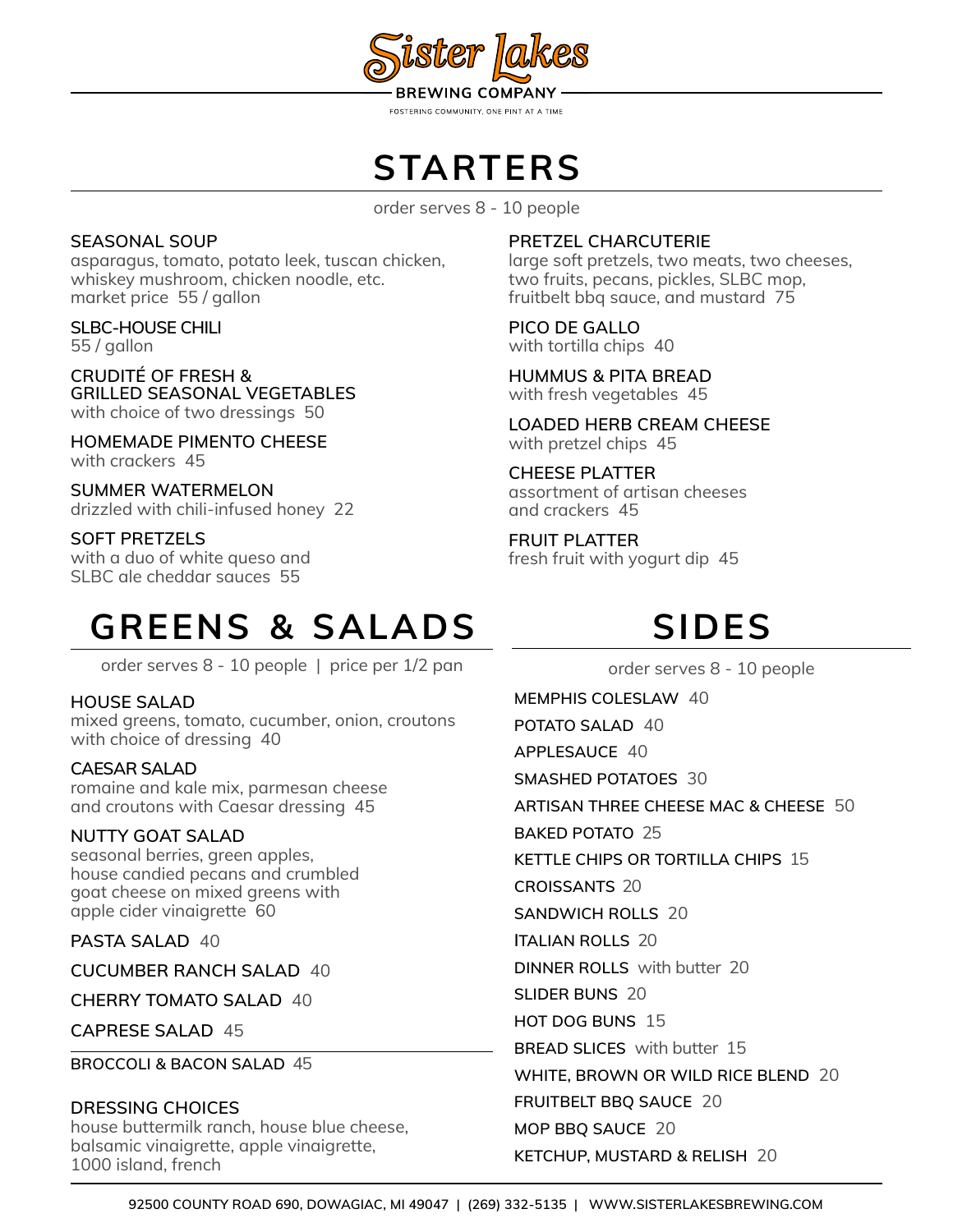# Sister Lakes

BREWING COMPANY

FOSTERING COMMUNITY, ONE PINT AT A TIME

## STARTERS

order serves 8 - 10 people

**SEASONAL SOUP**
asparagus, tomato, potato leek, tuscan chicken, whiskey mushroom, chicken noodle, etc.
market price 55 / gallon

**SLBC-HOUSE CHILI**
55 / gallon

**CRUDITÉ OF FRESH & GRILLED SEASONAL VEGETABLES**
with choice of two dressings 50

**HOMEMADE PIMENTO CHEESE**
with crackers 45

**SUMMER WATERMELON**
drizzled with chili-infused honey 22

**SOFT PRETZELS**
with a duo of white queso and SLBC ale cheddar sauces 55

**PRETZEL CHARCUTERIE**
large soft pretzels, two meats, two cheeses, two fruits, pecans, pickles, SLBC mop, fruitbelt bbq sauce, and mustard 75

**PICO DE GALLO**
with tortilla chips 40

**HUMMUS & PITA BREAD**
with fresh vegetables 45

**LOADED HERB CREAM CHEESE**
with pretzel chips 45

**CHEESE PLATTER**
assortment of artisan cheeses and crackers 45

**FRUIT PLATTER**
fresh fruit with yogurt dip 45

## GREENS & SALADS

order serves 8 - 10 people | price per 1/2 pan

**HOUSE SALAD**
mixed greens, tomato, cucumber, onion, croutons with choice of dressing 40

**CAESAR SALAD**
romaine and kale mix, parmesan cheese and croutons with Caesar dressing 45

**NUTTY GOAT SALAD**
seasonal berries, green apples, house candied pecans and crumbled goat cheese on mixed greens with apple cider vinaigrette 60

**PASTA SALAD** 40

**CUCUMBER RANCH SALAD** 40

**CHERRY TOMATO SALAD** 40

**CAPRESE SALAD** 45

**BROCCOLI & BACON SALAD** 45

**DRESSING CHOICES**
house buttermilk ranch, house blue cheese, balsamic vinaigrette, apple vinaigrette, 1000 island, french

## SIDES

order serves 8 - 10 people

**MEMPHIS COLESLAW** 40

**POTATO SALAD** 40

**APPLESAUCE** 40

**SMASHED POTATOES** 30

**ARTISAN THREE CHEESE MAC & CHEESE** 50

**BAKED POTATO** 25

**KETTLE CHIPS OR TORTILLA CHIPS** 15

**CROISSANTS** 20

**SANDWICH ROLLS** 20

**ITALIAN ROLLS** 20

**DINNER ROLLS** with butter 20

**SLIDER BUNS** 20

**HOT DOG BUNS** 15

**BREAD SLICES** with butter 15

**WHITE, BROWN OR WILD RICE BLEND** 20

**FRUITBELT BBQ SAUCE** 20

**MOP BBQ SAUCE** 20

**KETCHUP, MUSTARD & RELISH** 20

92500 COUNTY ROAD 690, DOWAGIAC, MI 49047 | (269) 332-5135 | WWW.SISTERLAKESBREWING.COM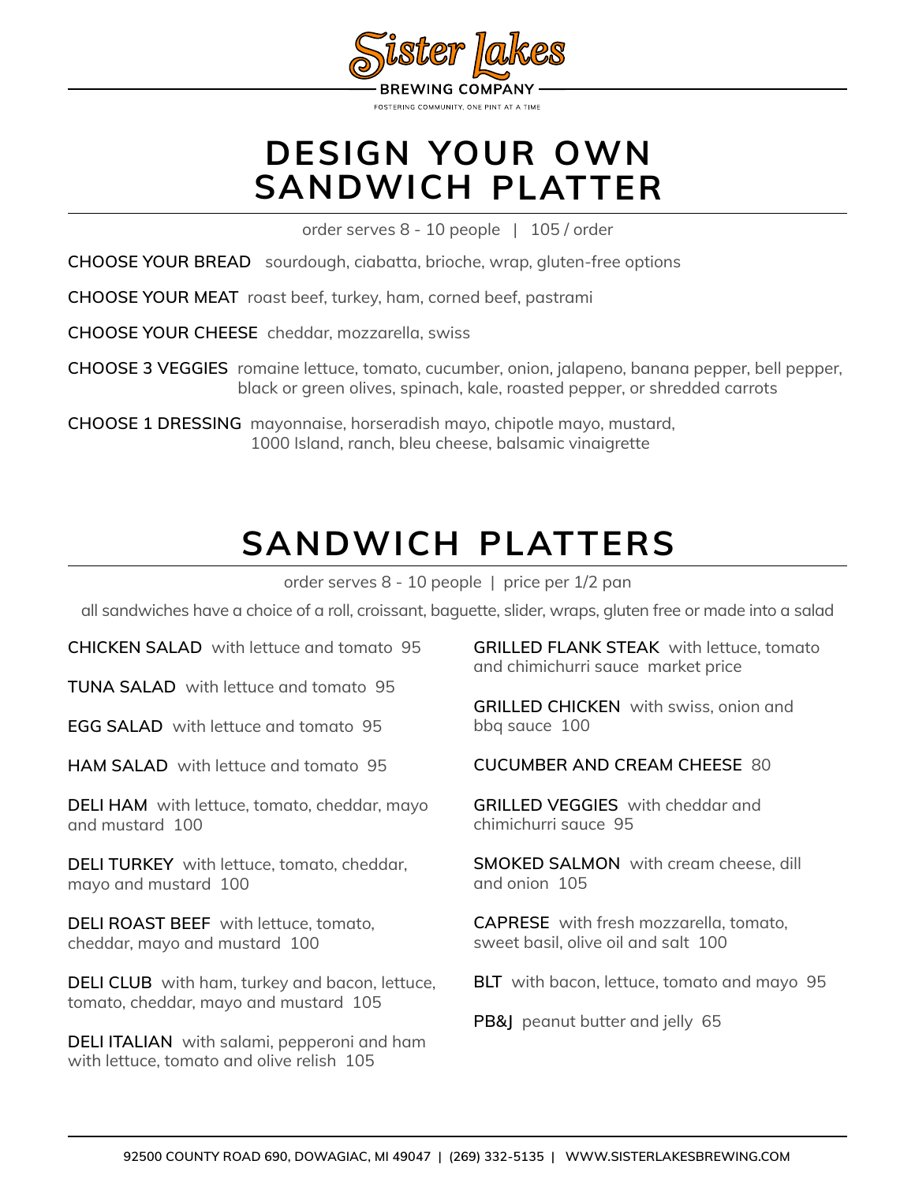# Sister Lakes

**BREWING COMPANY**

FOSTERING COMMUNITY, ONE PINT AT A TIME

## DESIGN YOUR OWN SANDWICH PLATTER

order serves 8 - 10 people | 105 / order

**CHOOSE YOUR BREAD** sourdough, ciabatta, brioche, wrap, gluten-free options

**CHOOSE YOUR MEAT** roast beef, turkey, ham, corned beef, pastrami

**CHOOSE YOUR CHEESE** cheddar, mozzarella, swiss

**CHOOSE 3 VEGGIES** romaine lettuce, tomato, cucumber, onion, jalapeno, banana pepper, bell pepper, black or green olives, spinach, kale, roasted pepper, or shredded carrots

**CHOOSE 1 DRESSING** mayonnaise, horseradish mayo, chipotle mayo, mustard, 1000 Island, ranch, bleu cheese, balsamic vinaigrette

## SANDWICH PLATTERS

order serves 8 - 10 people | price per 1/2 pan

all sandwiches have a choice of a roll, croissant, baguette, slider, wraps, gluten free or made into a salad

**CHICKEN SALAD** with lettuce and tomato 95

**TUNA SALAD** with lettuce and tomato 95

**EGG SALAD** with lettuce and tomato 95

**HAM SALAD** with lettuce and tomato 95

**DELI HAM** with lettuce, tomato, cheddar, mayo and mustard 100

**DELI TURKEY** with lettuce, tomato, cheddar, mayo and mustard 100

**DELI ROAST BEEF** with lettuce, tomato, cheddar, mayo and mustard 100

**DELI CLUB** with ham, turkey and bacon, lettuce, tomato, cheddar, mayo and mustard 105

**DELI ITALIAN** with salami, pepperoni and ham with lettuce, tomato and olive relish 105

**GRILLED FLANK STEAK** with lettuce, tomato and chimichurri sauce market price

**GRILLED CHICKEN** with swiss, onion and bbq sauce 100

**CUCUMBER AND CREAM CHEESE** 80

**GRILLED VEGGIES** with cheddar and chimichurri sauce 95

**SMOKED SALMON** with cream cheese, dill and onion 105

**CAPRESE** with fresh mozzarella, tomato, sweet basil, olive oil and salt 100

**BLT** with bacon, lettuce, tomato and mayo 95

**PB&J** peanut butter and jelly 65

92500 COUNTY ROAD 690, DOWAGIAC, MI 49047 | (269) 332-5135 | WWW.SISTERLAKESBREWING.COM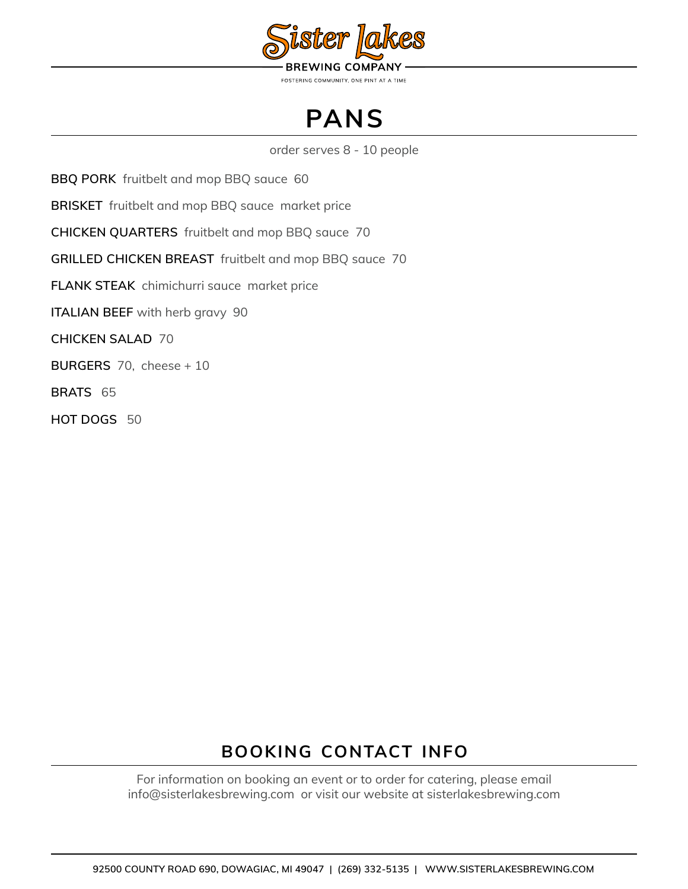# PANS

order serves 8 - 10 people

**BBQ PORK** fruitbelt and mop BBQ sauce 60

**BRISKET** fruitbelt and mop BBQ sauce market price

**CHICKEN QUARTERS** fruitbelt and mop BBQ sauce 70

**GRILLED CHICKEN BREAST** fruitbelt and mop BBQ sauce 70

**FLANK STEAK** chimichurri sauce market price

**ITALIAN BEEF** with herb gravy 90

**CHICKEN SALAD** 70

**BURGERS** 70, cheese + 10

**BRATS** 65

**HOT DOGS** 50

## BOOKING CONTACT INFO

For information on booking an event or to order for catering, please email info@sisterlakesbrewing.com or visit our website at sisterlakesbrewing.com